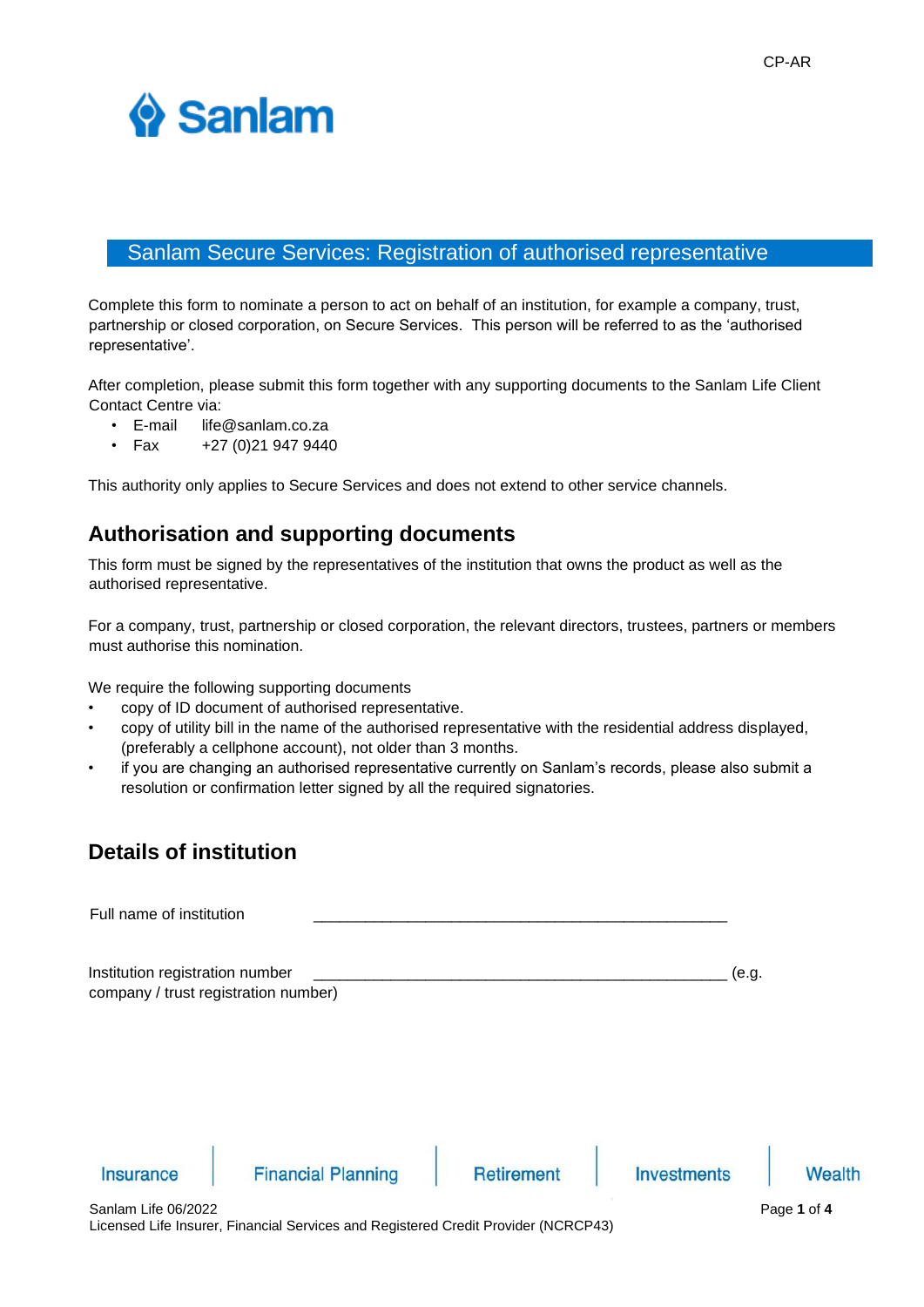CP-AR

Sanlam

# Sanlam Secure Services: Registration of authorised representative

Complete this form to nominate a person to act on behalf of an institution, for example a company, trust, partnership or closed corporation, on Secure Services. This person will be referred to as the 'authorised representative'.

After completion, please submit this form together with any supporting documents to the Sanlam Life Client Contact Centre via:

- E-mail life@sanlam.co.za
- Fax +27 (0)21 947 9440

This authority only applies to Secure Services and does not extend to other service channels.

## Authorisation and supporting documents

This form must be signed by the representatives of the institution that owns the product as well as the authorised representative.

For a company, trust, partnership or closed corporation, the relevant directors, trustees, partners or members must authorise this nomination.

We require the following supporting documents

- copy of ID document of authorised representative.
- copy of utility bill in the name of the authorised representative with the residential address displayed, (preferably a cellphone account), not older than 3 months.
- if you are changing an authorised representative currently on Sanlam's records, please also submit a resolution or confirmation letter signed by all the required signatories.

## Details of institution

Full name of institution ______________________________________________

Institution registration number ______________________________________________ (e.g. company / trust registration number)

Insurance | Financial Planning | Retirement | Investments | Wealth

Sanlam Life 06/2022
Licensed Life Insurer, Financial Services and Registered Credit Provider (NCRCP43)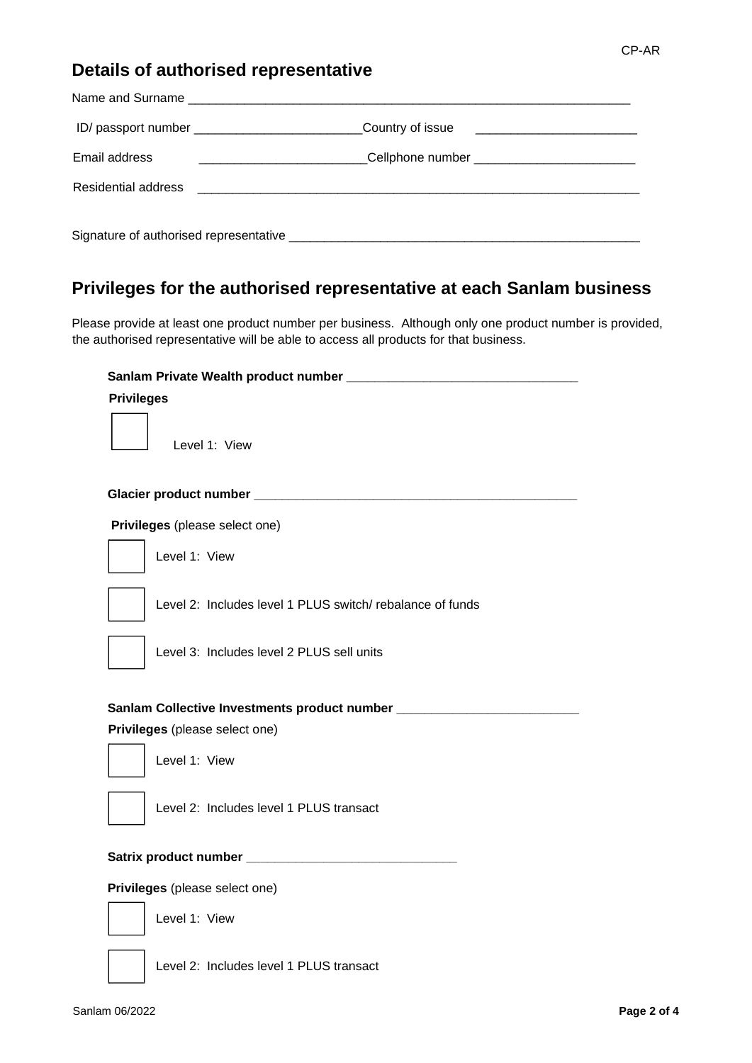CP-AR

## Details of authorised representative

Name and Surname ________________________________________________________________

ID/ passport number ________________________ Country of issue ________________________

Email address ________________________ Cellphone number ________________________

Residential address ________________________________________________________________

Signature of authorised representative ____________________________________________________

## Privileges for the authorised representative at each Sanlam business

Please provide at least one product number per business. Although only one product number is provided, the authorised representative will be able to access all products for that business.

**Sanlam Private Wealth product number** _________________________________

**Privileges**

☐ Level 1: View

**Glacier product number** _______________________________________________

**Privileges** (please select one)

☐ Level 1: View

☐ Level 2: Includes level 1 PLUS switch/ rebalance of funds

☐ Level 3: Includes level 2 PLUS sell units

**Sanlam Collective Investments product number** __________________________

**Privileges** (please select one)

☐ Level 1: View

☐ Level 2: Includes level 1 PLUS transact

**Satrix product number** ______________________________

**Privileges** (please select one)

☐ Level 1: View

☐ Level 2: Includes level 1 PLUS transact

Sanlam 06/2022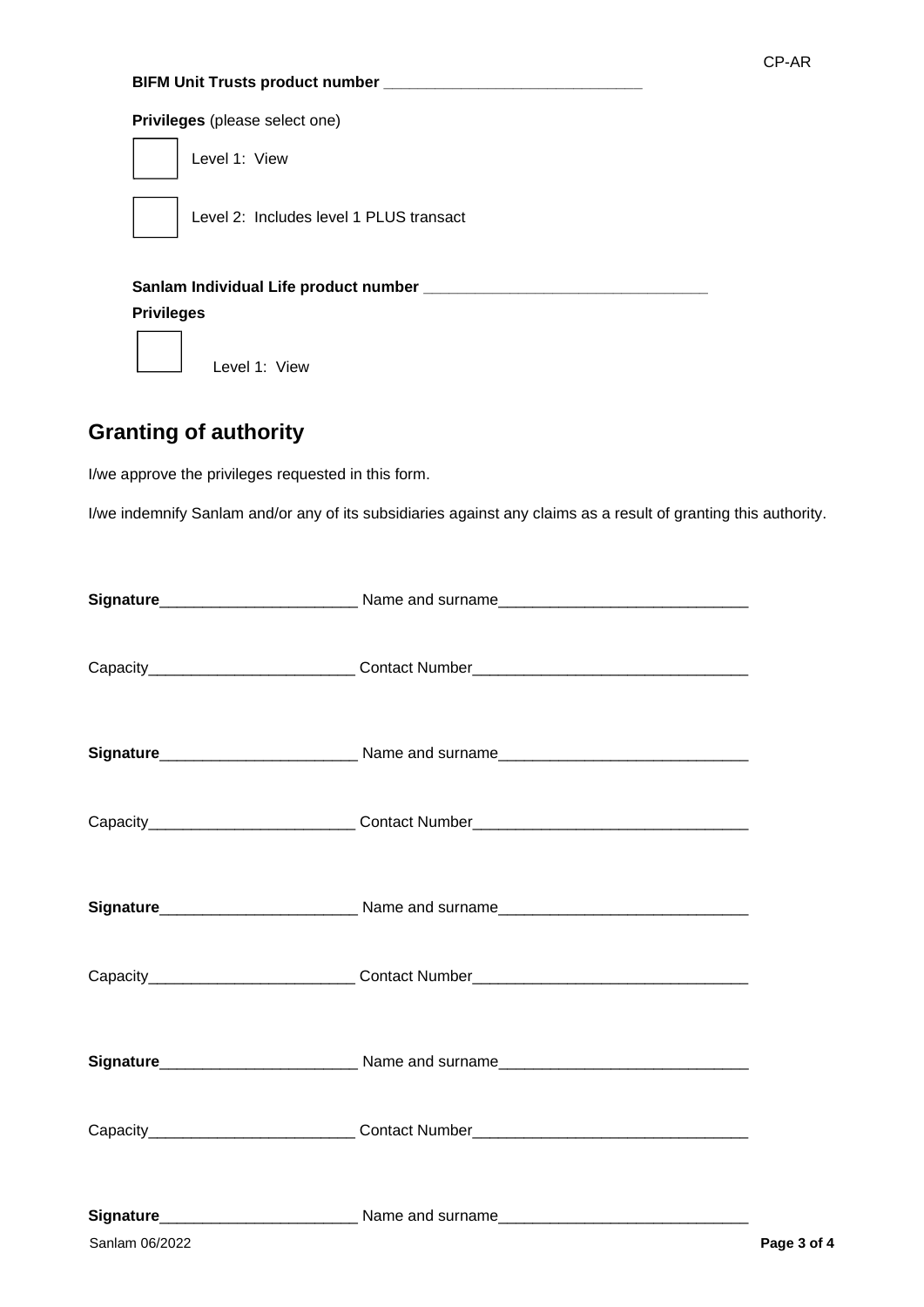**BIFM Unit Trusts product number** ______________________________

**Privileges** (please select one)

☐ Level 1: View

☐ Level 2: Includes level 1 PLUS transact

**Sanlam Individual Life product number** ________________________________

**Privileges**

☐ Level 1: View

## Granting of authority

I/we approve the privileges requested in this form.

I/we indemnify Sanlam and/or any of its subsidiaries against any claims as a result of granting this authority.

**Signature**_______________________ Name and surname_____________________________

Capacity________________________ Contact Number________________________________

**Signature**_______________________ Name and surname_____________________________

Capacity________________________ Contact Number________________________________

**Signature**_______________________ Name and surname_____________________________

Capacity________________________ Contact Number________________________________

**Signature**_______________________ Name and surname_____________________________

Capacity________________________ Contact Number________________________________

**Signature**_______________________ Name and surname_____________________________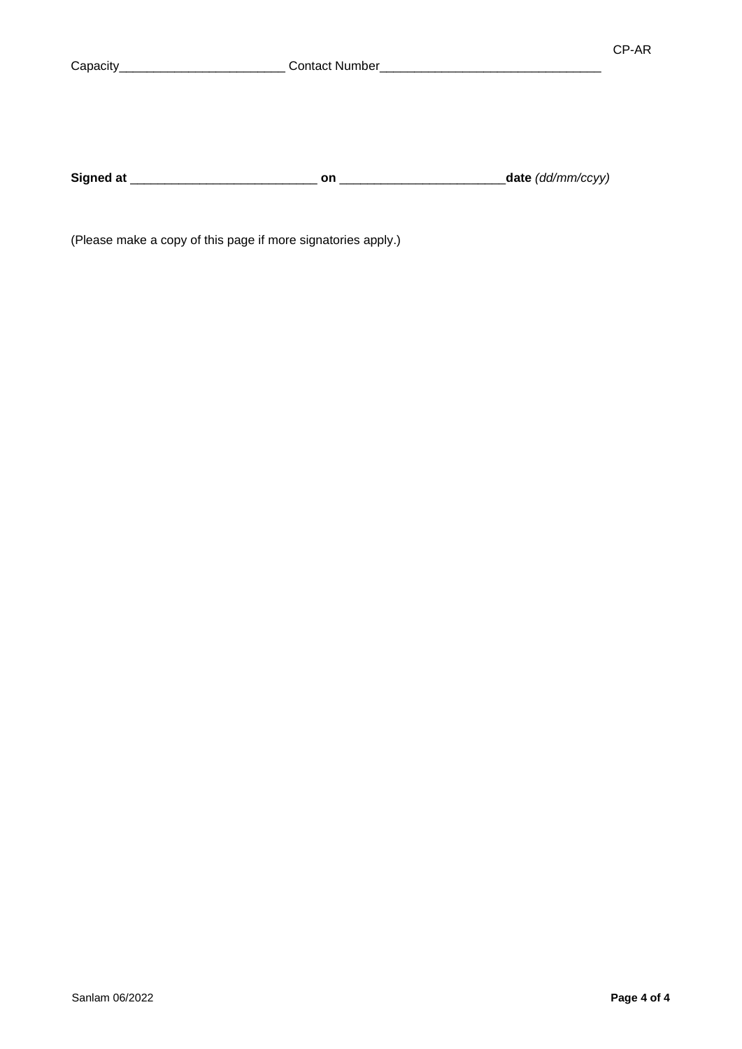CP-AR

Capacity________________________ Contact Number________________________________

**Signed at** ___________________________ **on** ________________________**date** *(dd/mm/ccyy)*

(Please make a copy of this page if more signatories apply.)

Sanlam 06/2022